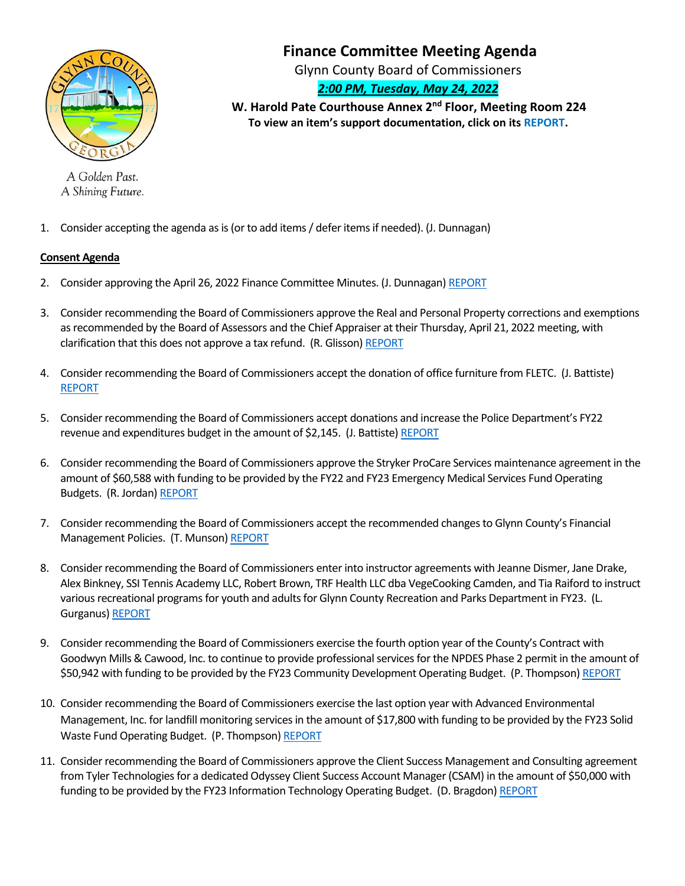# Finance Committee Meeting Agenda

Glynn County Board of Commissioners

***2:00 PM, Tuesday, May 24, 2022***

**W. Harold Pate Courthouse Annex 2nd Floor, Meeting Room 224**

**To view an item's support documentation, click on its REPORT.**

A Golden Past.
A Shining Future.

1. Consider accepting the agenda as is (or to add items / defer items if needed). (J. Dunnagan)

**Consent Agenda**

2. Consider approving the April 26, 2022 Finance Committee Minutes. (J. Dunnagan) REPORT

3. Consider recommending the Board of Commissioners approve the Real and Personal Property corrections and exemptions as recommended by the Board of Assessors and the Chief Appraiser at their Thursday, April 21, 2022 meeting, with clarification that this does not approve a tax refund. (R. Glisson) REPORT

4. Consider recommending the Board of Commissioners accept the donation of office furniture from FLETC. (J. Battiste) REPORT

5. Consider recommending the Board of Commissioners accept donations and increase the Police Department's FY22 revenue and expenditures budget in the amount of $2,145. (J. Battiste) REPORT

6. Consider recommending the Board of Commissioners approve the Stryker ProCare Services maintenance agreement in the amount of $60,588 with funding to be provided by the FY22 and FY23 Emergency Medical Services Fund Operating Budgets. (R. Jordan) REPORT

7. Consider recommending the Board of Commissioners accept the recommended changes to Glynn County's Financial Management Policies. (T. Munson) REPORT

8. Consider recommending the Board of Commissioners enter into instructor agreements with Jeanne Dismer, Jane Drake, Alex Binkney, SSI Tennis Academy LLC, Robert Brown, TRF Health LLC dba VegeCooking Camden, and Tia Raiford to instruct various recreational programs for youth and adults for Glynn County Recreation and Parks Department in FY23. (L. Gurganus) REPORT

9. Consider recommending the Board of Commissioners exercise the fourth option year of the County's Contract with Goodwyn Mills & Cawood, Inc. to continue to provide professional services for the NPDES Phase 2 permit in the amount of $50,942 with funding to be provided by the FY23 Community Development Operating Budget. (P. Thompson) REPORT

10. Consider recommending the Board of Commissioners exercise the last option year with Advanced Environmental Management, Inc. for landfill monitoring services in the amount of $17,800 with funding to be provided by the FY23 Solid Waste Fund Operating Budget. (P. Thompson) REPORT

11. Consider recommending the Board of Commissioners approve the Client Success Management and Consulting agreement from Tyler Technologies for a dedicated Odyssey Client Success Account Manager (CSAM) in the amount of $50,000 with funding to be provided by the FY23 Information Technology Operating Budget. (D. Bragdon) REPORT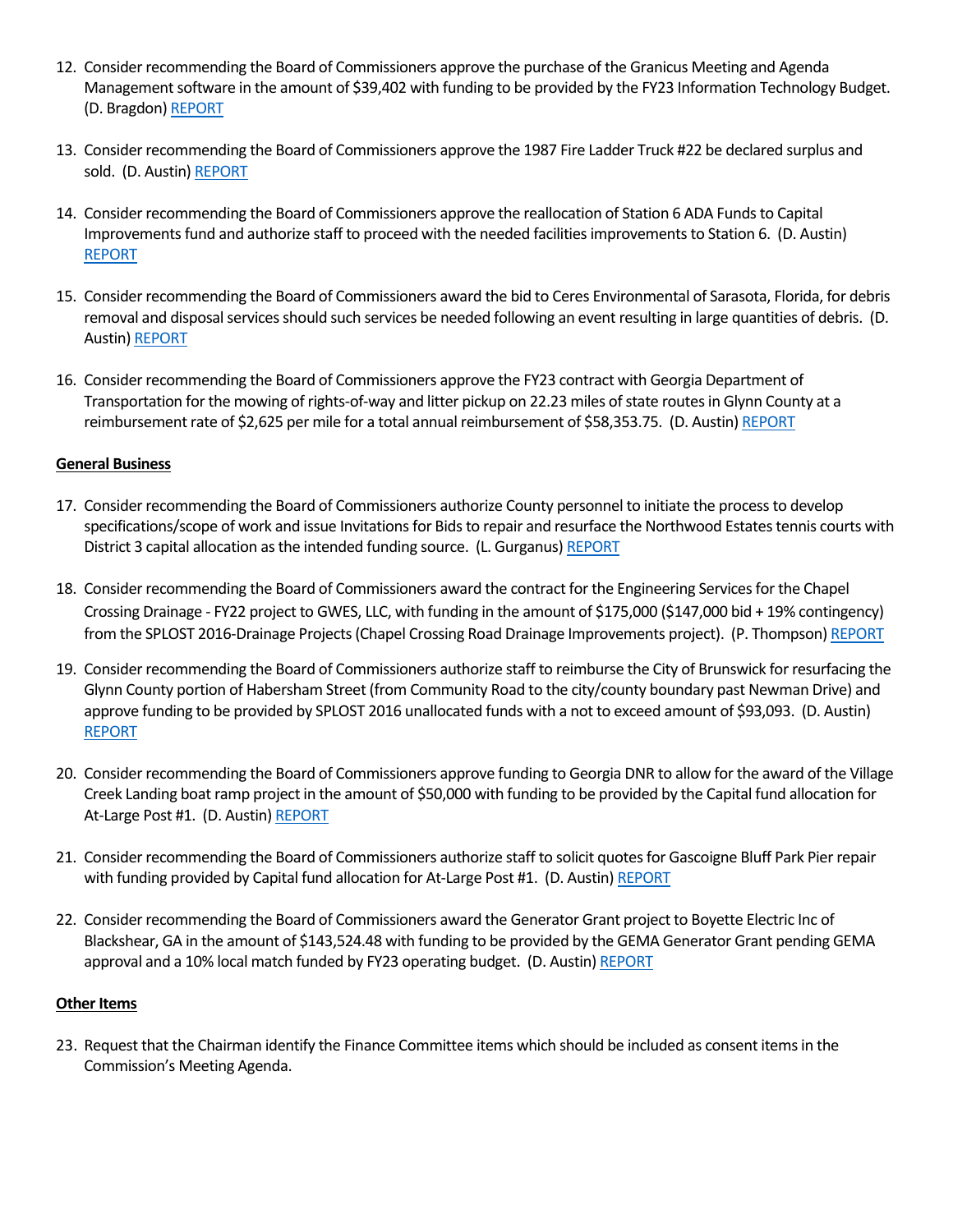12. Consider recommending the Board of Commissioners approve the purchase of the Granicus Meeting and Agenda Management software in the amount of $39,402 with funding to be provided by the FY23 Information Technology Budget. (D. Bragdon) REPORT

13. Consider recommending the Board of Commissioners approve the 1987 Fire Ladder Truck #22 be declared surplus and sold. (D. Austin) REPORT

14. Consider recommending the Board of Commissioners approve the reallocation of Station 6 ADA Funds to Capital Improvements fund and authorize staff to proceed with the needed facilities improvements to Station 6. (D. Austin) REPORT

15. Consider recommending the Board of Commissioners award the bid to Ceres Environmental of Sarasota, Florida, for debris removal and disposal services should such services be needed following an event resulting in large quantities of debris. (D. Austin) REPORT

16. Consider recommending the Board of Commissioners approve the FY23 contract with Georgia Department of Transportation for the mowing of rights-of-way and litter pickup on 22.23 miles of state routes in Glynn County at a reimbursement rate of $2,625 per mile for a total annual reimbursement of $58,353.75. (D. Austin) REPORT

**General Business**

17. Consider recommending the Board of Commissioners authorize County personnel to initiate the process to develop specifications/scope of work and issue Invitations for Bids to repair and resurface the Northwood Estates tennis courts with District 3 capital allocation as the intended funding source. (L. Gurganus) REPORT

18. Consider recommending the Board of Commissioners award the contract for the Engineering Services for the Chapel Crossing Drainage - FY22 project to GWES, LLC, with funding in the amount of $175,000 ($147,000 bid + 19% contingency) from the SPLOST 2016-Drainage Projects (Chapel Crossing Road Drainage Improvements project). (P. Thompson) REPORT

19. Consider recommending the Board of Commissioners authorize staff to reimburse the City of Brunswick for resurfacing the Glynn County portion of Habersham Street (from Community Road to the city/county boundary past Newman Drive) and approve funding to be provided by SPLOST 2016 unallocated funds with a not to exceed amount of $93,093. (D. Austin) REPORT

20. Consider recommending the Board of Commissioners approve funding to Georgia DNR to allow for the award of the Village Creek Landing boat ramp project in the amount of $50,000 with funding to be provided by the Capital fund allocation for At-Large Post #1. (D. Austin) REPORT

21. Consider recommending the Board of Commissioners authorize staff to solicit quotes for Gascoigne Bluff Park Pier repair with funding provided by Capital fund allocation for At-Large Post #1. (D. Austin) REPORT

22. Consider recommending the Board of Commissioners award the Generator Grant project to Boyette Electric Inc of Blackshear, GA in the amount of $143,524.48 with funding to be provided by the GEMA Generator Grant pending GEMA approval and a 10% local match funded by FY23 operating budget. (D. Austin) REPORT

**Other Items**

23. Request that the Chairman identify the Finance Committee items which should be included as consent items in the Commission's Meeting Agenda.